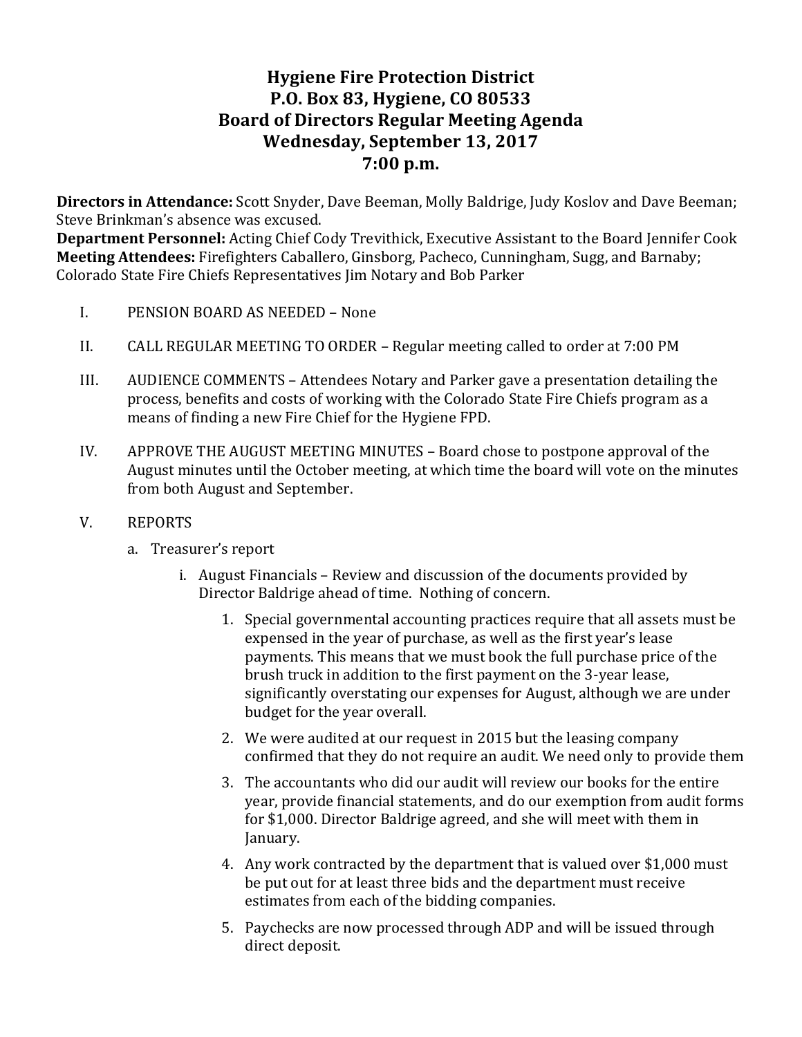# Hygiene Fire Protection District
# P.O. Box 83, Hygiene, CO 80533
# Board of Directors Regular Meeting Agenda
# Wednesday, September 13, 2017
# 7:00 p.m.

**Directors in Attendance:** Scott Snyder, Dave Beeman, Molly Baldrige, Judy Koslov and Dave Beeman; Steve Brinkman's absence was excused.
**Department Personnel:** Acting Chief Cody Trevithick, Executive Assistant to the Board Jennifer Cook
**Meeting Attendees:** Firefighters Caballero, Ginsborg, Pacheco, Cunningham, Sugg, and Barnaby; Colorado State Fire Chiefs Representatives Jim Notary and Bob Parker

I. PENSION BOARD AS NEEDED – None

II. CALL REGULAR MEETING TO ORDER – Regular meeting called to order at 7:00 PM

III. AUDIENCE COMMENTS – Attendees Notary and Parker gave a presentation detailing the process, benefits and costs of working with the Colorado State Fire Chiefs program as a means of finding a new Fire Chief for the Hygiene FPD.

IV. APPROVE THE AUGUST MEETING MINUTES – Board chose to postpone approval of the August minutes until the October meeting, at which time the board will vote on the minutes from both August and September.

V. REPORTS

   a. Treasurer's report

      i. August Financials – Review and discussion of the documents provided by Director Baldrige ahead of time. Nothing of concern.

         1. Special governmental accounting practices require that all assets must be expensed in the year of purchase, as well as the first year's lease payments. This means that we must book the full purchase price of the brush truck in addition to the first payment on the 3-year lease, significantly overstating our expenses for August, although we are under budget for the year overall.

         2. We were audited at our request in 2015 but the leasing company confirmed that they do not require an audit. We need only to provide them

         3. The accountants who did our audit will review our books for the entire year, provide financial statements, and do our exemption from audit forms for $1,000. Director Baldrige agreed, and she will meet with them in January.

         4. Any work contracted by the department that is valued over $1,000 must be put out for at least three bids and the department must receive estimates from each of the bidding companies.

         5. Paychecks are now processed through ADP and will be issued through direct deposit.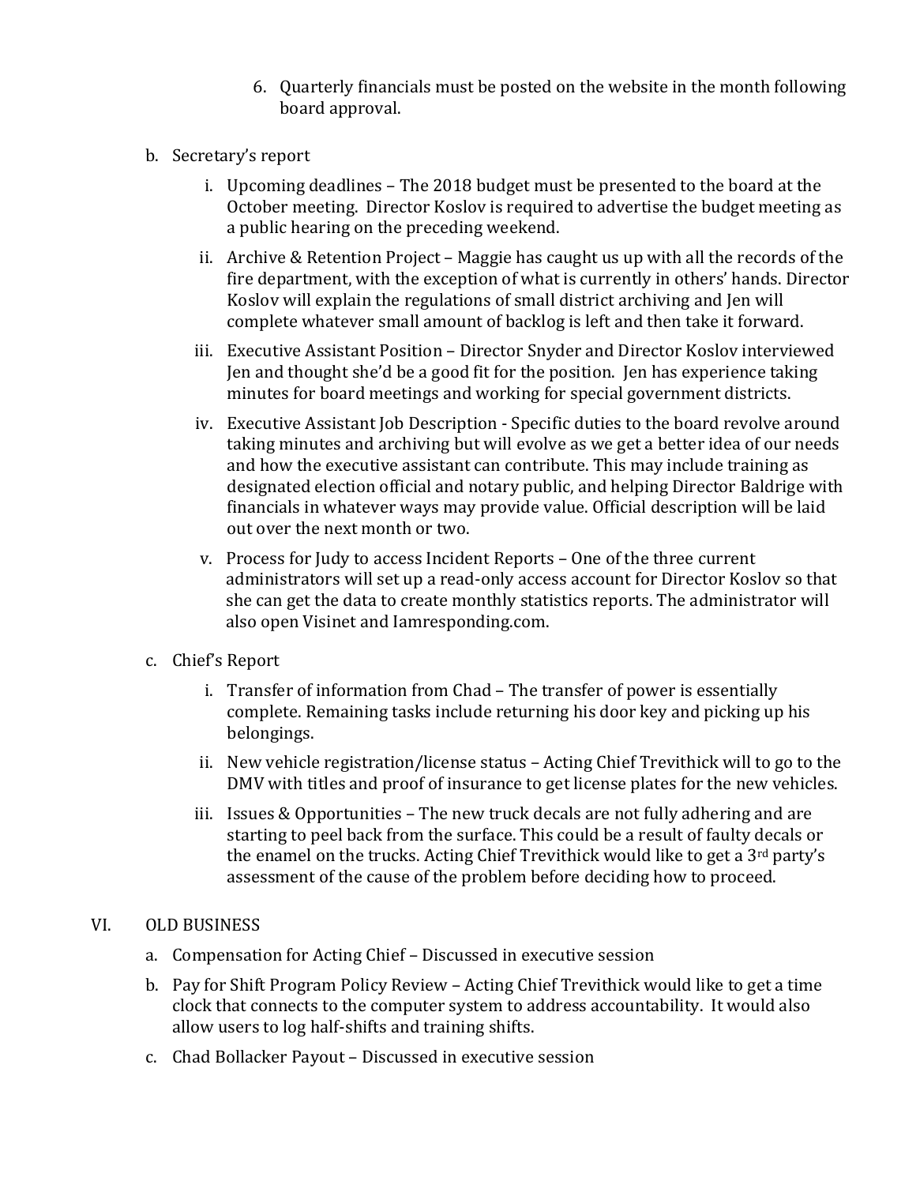6. Quarterly financials must be posted on the website in the month following board approval.

b. Secretary's report

   i. Upcoming deadlines – The 2018 budget must be presented to the board at the October meeting. Director Koslov is required to advertise the budget meeting as a public hearing on the preceding weekend.

   ii. Archive & Retention Project – Maggie has caught us up with all the records of the fire department, with the exception of what is currently in others' hands. Director Koslov will explain the regulations of small district archiving and Jen will complete whatever small amount of backlog is left and then take it forward.

   iii. Executive Assistant Position – Director Snyder and Director Koslov interviewed Jen and thought she'd be a good fit for the position. Jen has experience taking minutes for board meetings and working for special government districts.

   iv. Executive Assistant Job Description - Specific duties to the board revolve around taking minutes and archiving but will evolve as we get a better idea of our needs and how the executive assistant can contribute. This may include training as designated election official and notary public, and helping Director Baldrige with financials in whatever ways may provide value. Official description will be laid out over the next month or two.

   v. Process for Judy to access Incident Reports – One of the three current administrators will set up a read-only access account for Director Koslov so that she can get the data to create monthly statistics reports. The administrator will also open Visinet and Iamresponding.com.

c. Chief's Report

   i. Transfer of information from Chad – The transfer of power is essentially complete. Remaining tasks include returning his door key and picking up his belongings.

   ii. New vehicle registration/license status – Acting Chief Trevithick will to go to the DMV with titles and proof of insurance to get license plates for the new vehicles.

   iii. Issues & Opportunities – The new truck decals are not fully adhering and are starting to peel back from the surface. This could be a result of faulty decals or the enamel on the trucks. Acting Chief Trevithick would like to get a 3rd party's assessment of the cause of the problem before deciding how to proceed.

VI. OLD BUSINESS

a. Compensation for Acting Chief – Discussed in executive session

b. Pay for Shift Program Policy Review – Acting Chief Trevithick would like to get a time clock that connects to the computer system to address accountability. It would also allow users to log half-shifts and training shifts.

c. Chad Bollacker Payout – Discussed in executive session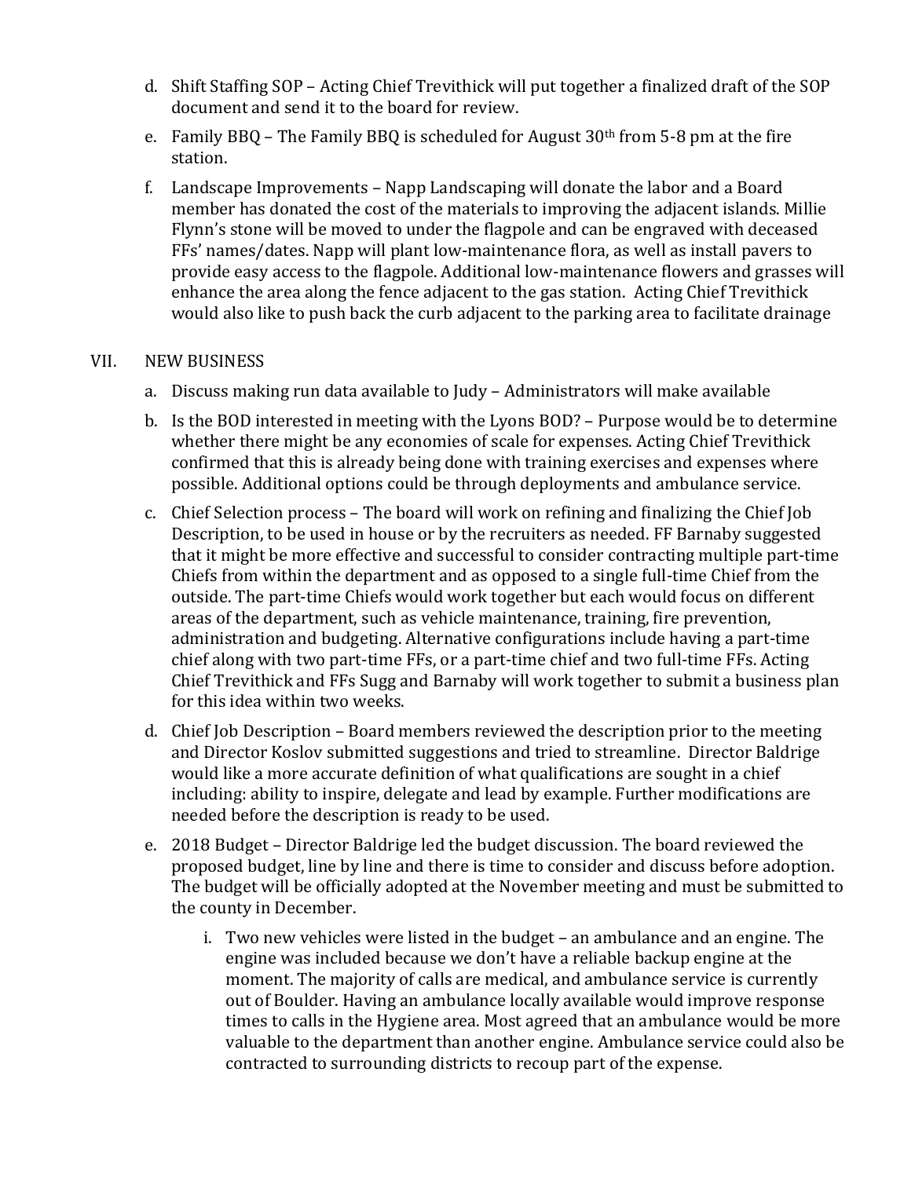d. Shift Staffing SOP – Acting Chief Trevithick will put together a finalized draft of the SOP document and send it to the board for review.

e. Family BBQ – The Family BBQ is scheduled for August 30th from 5-8 pm at the fire station.

f. Landscape Improvements – Napp Landscaping will donate the labor and a Board member has donated the cost of the materials to improving the adjacent islands. Millie Flynn's stone will be moved to under the flagpole and can be engraved with deceased FFs' names/dates. Napp will plant low-maintenance flora, as well as install pavers to provide easy access to the flagpole. Additional low-maintenance flowers and grasses will enhance the area along the fence adjacent to the gas station. Acting Chief Trevithick would also like to push back the curb adjacent to the parking area to facilitate drainage

## VII. NEW BUSINESS

a. Discuss making run data available to Judy – Administrators will make available

b. Is the BOD interested in meeting with the Lyons BOD? – Purpose would be to determine whether there might be any economies of scale for expenses. Acting Chief Trevithick confirmed that this is already being done with training exercises and expenses where possible. Additional options could be through deployments and ambulance service.

c. Chief Selection process – The board will work on refining and finalizing the Chief Job Description, to be used in house or by the recruiters as needed. FF Barnaby suggested that it might be more effective and successful to consider contracting multiple part-time Chiefs from within the department and as opposed to a single full-time Chief from the outside. The part-time Chiefs would work together but each would focus on different areas of the department, such as vehicle maintenance, training, fire prevention, administration and budgeting. Alternative configurations include having a part-time chief along with two part-time FFs, or a part-time chief and two full-time FFs. Acting Chief Trevithick and FFs Sugg and Barnaby will work together to submit a business plan for this idea within two weeks.

d. Chief Job Description – Board members reviewed the description prior to the meeting and Director Koslov submitted suggestions and tried to streamline. Director Baldrige would like a more accurate definition of what qualifications are sought in a chief including: ability to inspire, delegate and lead by example. Further modifications are needed before the description is ready to be used.

e. 2018 Budget – Director Baldrige led the budget discussion. The board reviewed the proposed budget, line by line and there is time to consider and discuss before adoption. The budget will be officially adopted at the November meeting and must be submitted to the county in December.

   i. Two new vehicles were listed in the budget – an ambulance and an engine. The engine was included because we don't have a reliable backup engine at the moment. The majority of calls are medical, and ambulance service is currently out of Boulder. Having an ambulance locally available would improve response times to calls in the Hygiene area. Most agreed that an ambulance would be more valuable to the department than another engine. Ambulance service could also be contracted to surrounding districts to recoup part of the expense.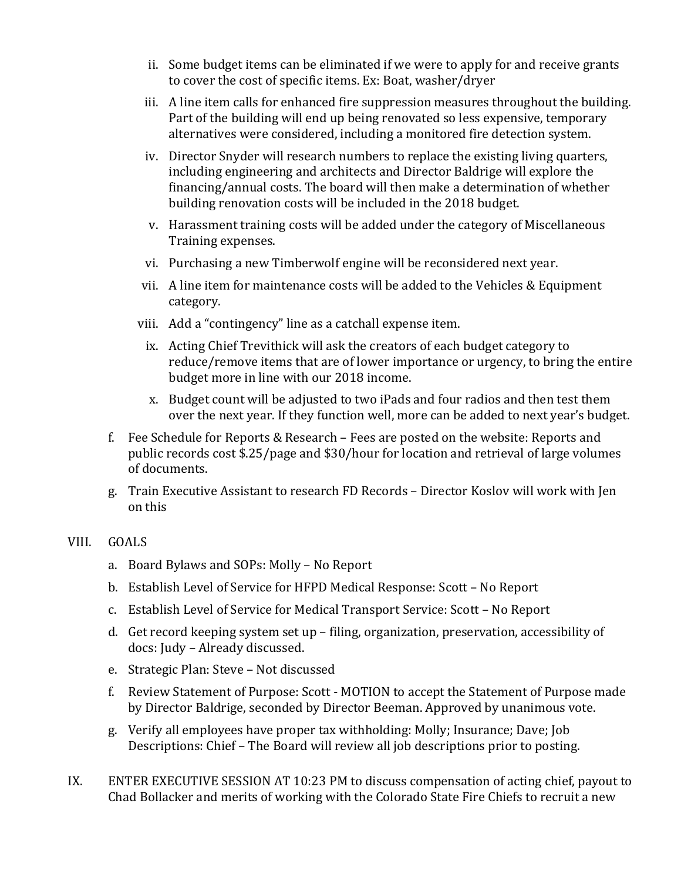ii. Some budget items can be eliminated if we were to apply for and receive grants to cover the cost of specific items. Ex: Boat, washer/dryer

iii. A line item calls for enhanced fire suppression measures throughout the building. Part of the building will end up being renovated so less expensive, temporary alternatives were considered, including a monitored fire detection system.

iv. Director Snyder will research numbers to replace the existing living quarters, including engineering and architects and Director Baldrige will explore the financing/annual costs. The board will then make a determination of whether building renovation costs will be included in the 2018 budget.

v. Harassment training costs will be added under the category of Miscellaneous Training expenses.

vi. Purchasing a new Timberwolf engine will be reconsidered next year.

vii. A line item for maintenance costs will be added to the Vehicles & Equipment category.

viii. Add a "contingency" line as a catchall expense item.

ix. Acting Chief Trevithick will ask the creators of each budget category to reduce/remove items that are of lower importance or urgency, to bring the entire budget more in line with our 2018 income.

x. Budget count will be adjusted to two iPads and four radios and then test them over the next year. If they function well, more can be added to next year's budget.

f. Fee Schedule for Reports & Research – Fees are posted on the website: Reports and public records cost $.25/page and $30/hour for location and retrieval of large volumes of documents.

g. Train Executive Assistant to research FD Records – Director Koslov will work with Jen on this

VIII. GOALS

a. Board Bylaws and SOPs: Molly – No Report

b. Establish Level of Service for HFPD Medical Response: Scott – No Report

c. Establish Level of Service for Medical Transport Service: Scott – No Report

d. Get record keeping system set up – filing, organization, preservation, accessibility of docs: Judy – Already discussed.

e. Strategic Plan: Steve – Not discussed

f. Review Statement of Purpose: Scott - MOTION to accept the Statement of Purpose made by Director Baldrige, seconded by Director Beeman. Approved by unanimous vote.

g. Verify all employees have proper tax withholding: Molly; Insurance; Dave; Job Descriptions: Chief – The Board will review all job descriptions prior to posting.

IX. ENTER EXECUTIVE SESSION AT 10:23 PM to discuss compensation of acting chief, payout to Chad Bollacker and merits of working with the Colorado State Fire Chiefs to recruit a new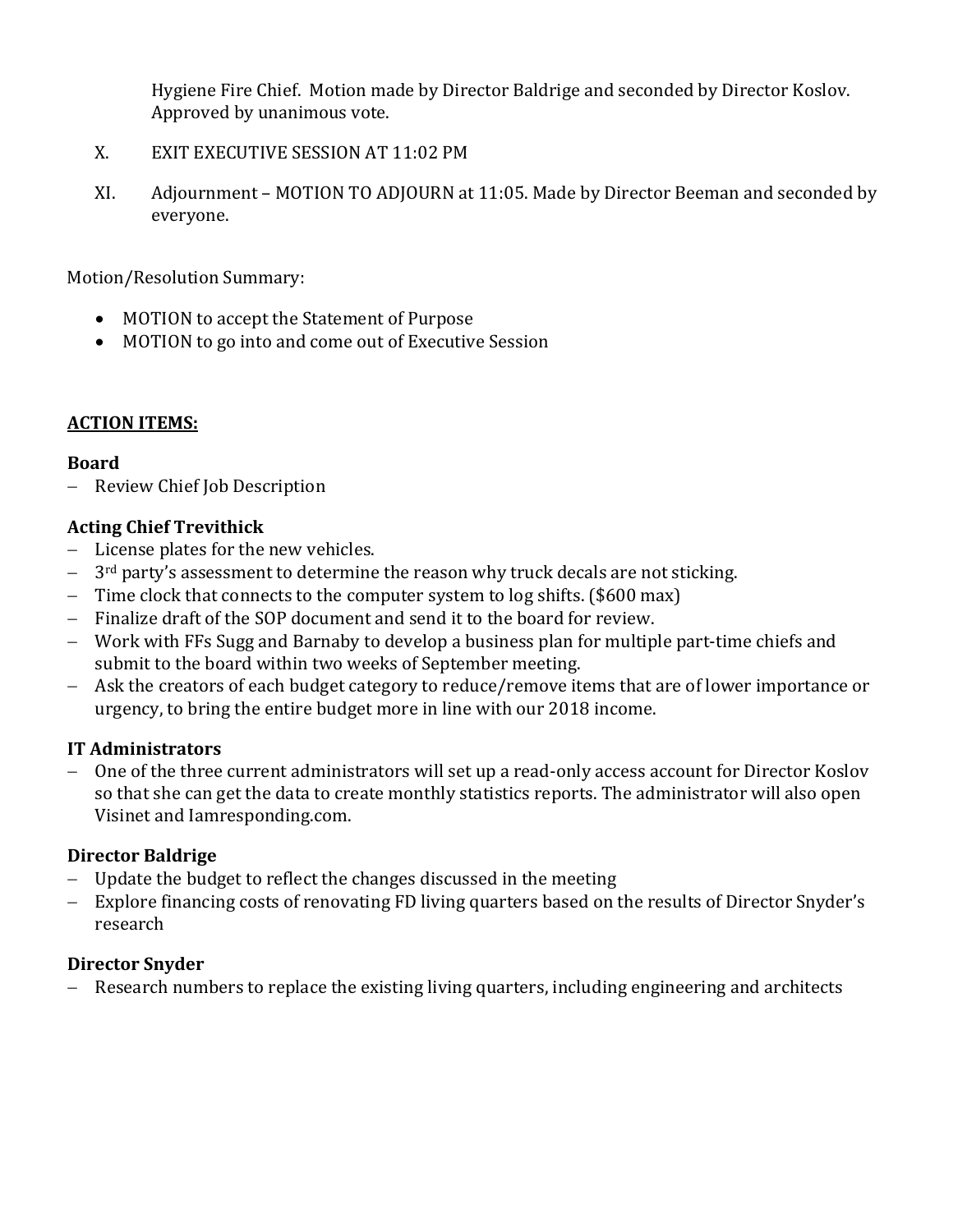Hygiene Fire Chief. Motion made by Director Baldrige and seconded by Director Koslov. Approved by unanimous vote.

X. EXIT EXECUTIVE SESSION AT 11:02 PM

XI. Adjournment – MOTION TO ADJOURN at 11:05. Made by Director Beeman and seconded by everyone.

Motion/Resolution Summary:

- MOTION to accept the Statement of Purpose
- MOTION to go into and come out of Executive Session

**ACTION ITEMS:**

**Board**

- Review Chief Job Description

**Acting Chief Trevithick**

- License plates for the new vehicles.
- 3rd party's assessment to determine the reason why truck decals are not sticking.
- Time clock that connects to the computer system to log shifts. ($600 max)
- Finalize draft of the SOP document and send it to the board for review.
- Work with FFs Sugg and Barnaby to develop a business plan for multiple part-time chiefs and submit to the board within two weeks of September meeting.
- Ask the creators of each budget category to reduce/remove items that are of lower importance or urgency, to bring the entire budget more in line with our 2018 income.

**IT Administrators**

- One of the three current administrators will set up a read-only access account for Director Koslov so that she can get the data to create monthly statistics reports. The administrator will also open Visinet and Iamresponding.com.

**Director Baldrige**

- Update the budget to reflect the changes discussed in the meeting
- Explore financing costs of renovating FD living quarters based on the results of Director Snyder's research

**Director Snyder**

- Research numbers to replace the existing living quarters, including engineering and architects